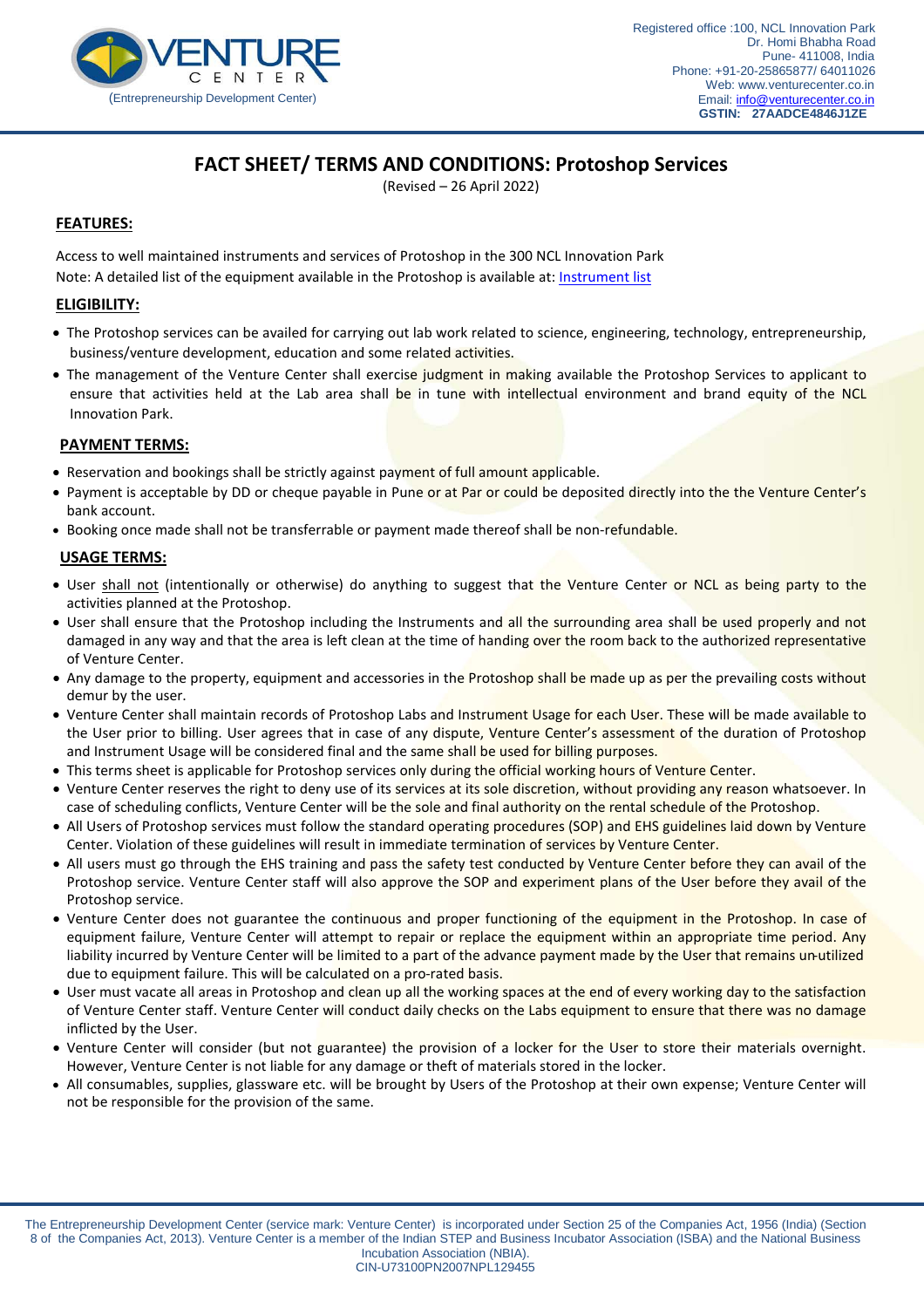(Entrepreneurship Development Center)

Registered office :100, NCL Innovation Park
Dr. Homi Bhabha Road
Pune- 411008, India
Phone: +91-20-25865877/ 64011026
Web: www.venturecenter.co.in
Email: info@venturecenter.co.in
**GSTIN: 27AADCE4846J1ZE**

# FACT SHEET/ TERMS AND CONDITIONS: Protoshop Services

(Revised – 26 April 2022)

## FEATURES:

Access to well maintained instruments and services of Protoshop in the 300 NCL Innovation Park
Note: A detailed list of the equipment available in the Protoshop is available at: Instrument list

## ELIGIBILITY:

- The Protoshop services can be availed for carrying out lab work related to science, engineering, technology, entrepreneurship, business/venture development, education and some related activities.
- The management of the Venture Center shall exercise judgment in making available the Protoshop Services to applicant to ensure that activities held at the Lab area shall be in tune with intellectual environment and brand equity of the NCL Innovation Park.

## PAYMENT TERMS:

- Reservation and bookings shall be strictly against payment of full amount applicable.
- Payment is acceptable by DD or cheque payable in Pune or at Par or could be deposited directly into the the Venture Center's bank account.
- Booking once made shall not be transferrable or payment made thereof shall be non-refundable.

## USAGE TERMS:

- User shall not (intentionally or otherwise) do anything to suggest that the Venture Center or NCL as being party to the activities planned at the Protoshop.
- User shall ensure that the Protoshop including the Instruments and all the surrounding area shall be used properly and not damaged in any way and that the area is left clean at the time of handing over the room back to the authorized representative of Venture Center.
- Any damage to the property, equipment and accessories in the Protoshop shall be made up as per the prevailing costs without demur by the user.
- Venture Center shall maintain records of Protoshop Labs and Instrument Usage for each User. These will be made available to the User prior to billing. User agrees that in case of any dispute, Venture Center's assessment of the duration of Protoshop and Instrument Usage will be considered final and the same shall be used for billing purposes.
- This terms sheet is applicable for Protoshop services only during the official working hours of Venture Center.
- Venture Center reserves the right to deny use of its services at its sole discretion, without providing any reason whatsoever. In case of scheduling conflicts, Venture Center will be the sole and final authority on the rental schedule of the Protoshop.
- All Users of Protoshop services must follow the standard operating procedures (SOP) and EHS guidelines laid down by Venture Center. Violation of these guidelines will result in immediate termination of services by Venture Center.
- All users must go through the EHS training and pass the safety test conducted by Venture Center before they can avail of the Protoshop service. Venture Center staff will also approve the SOP and experiment plans of the User before they avail of the Protoshop service.
- Venture Center does not guarantee the continuous and proper functioning of the equipment in the Protoshop. In case of equipment failure, Venture Center will attempt to repair or replace the equipment within an appropriate time period. Any liability incurred by Venture Center will be limited to a part of the advance payment made by the User that remains un-utilized due to equipment failure. This will be calculated on a pro-rated basis.
- User must vacate all areas in Protoshop and clean up all the working spaces at the end of every working day to the satisfaction of Venture Center staff. Venture Center will conduct daily checks on the Labs equipment to ensure that there was no damage inflicted by the User.
- Venture Center will consider (but not guarantee) the provision of a locker for the User to store their materials overnight. However, Venture Center is not liable for any damage or theft of materials stored in the locker.
- All consumables, supplies, glassware etc. will be brought by Users of the Protoshop at their own expense; Venture Center will not be responsible for the provision of the same.

The Entrepreneurship Development Center (service mark: Venture Center) is incorporated under Section 25 of the Companies Act, 1956 (India) (Section 8 of the Companies Act, 2013). Venture Center is a member of the Indian STEP and Business Incubator Association (ISBA) and the National Business Incubation Association (NBIA).
CIN-U73100PN2007NPL129455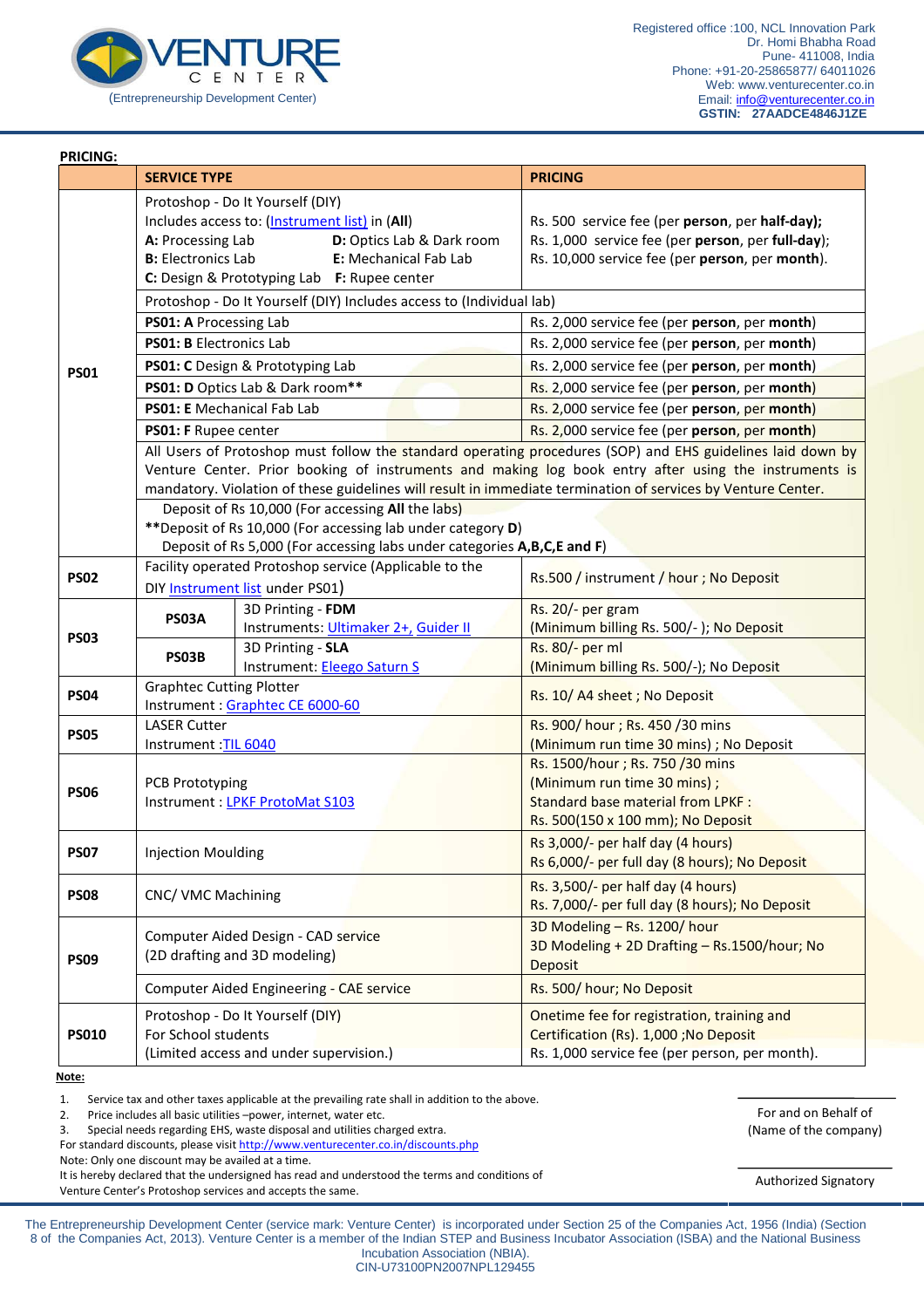**PRICING:**

| | SERVICE TYPE | | PRICING |
|---|---|---|---|
| PS01 | Protoshop - Do It Yourself (DIY)<br>Includes access to: (Instrument list) in (**All**)<br>**A:** Processing Lab **D:** Optics Lab & Dark room<br>**B:** Electronics Lab **E:** Mechanical Fab Lab<br>**C:** Design & Prototyping Lab **F:** Rupee center | | Rs. 500 service fee (per **person**, per **half-day);**<br>Rs. 1,000 service fee (per **person**, per **full-day**);<br>Rs. 10,000 service fee (per **person**, per **month**). |
| | Protoshop - Do It Yourself (DIY) Includes access to (Individual lab) | | |
| | **PS01: A** Processing Lab | | Rs. 2,000 service fee (per **person**, per **month**) |
| | **PS01: B** Electronics Lab | | Rs. 2,000 service fee (per **person**, per **month**) |
| | **PS01: C** Design & Prototyping Lab | | Rs. 2,000 service fee (per **person**, per **month**) |
| | **PS01: D** Optics Lab & Dark room** | | Rs. 2,000 service fee (per **person**, per **month**) |
| | **PS01: E** Mechanical Fab Lab | | Rs. 2,000 service fee (per **person**, per **month**) |
| | **PS01: F** Rupee center | | Rs. 2,000 service fee (per **person**, per **month**) |
| | All Users of Protoshop must follow the standard operating procedures (SOP) and EHS guidelines laid down by Venture Center. Prior booking of instruments and making log book entry after using the instruments is mandatory. Violation of these guidelines will result in immediate termination of services by Venture Center. | | |
| | Deposit of Rs 10,000 (For accessing **All** the labs)<br>**Deposit of Rs 10,000 (For accessing lab under category **D**)<br>Deposit of Rs 5,000 (For accessing labs under categories **A,B,C,E and F**) | | |
| PS02 | Facility operated Protoshop service (Applicable to the DIY Instrument list under PS01) | | Rs.500 / instrument / hour ; No Deposit |
| PS03 | PS03A | 3D Printing - **FDM**<br>Instruments: Ultimaker 2+, Guider II | Rs. 20/- per gram<br>(Minimum billing Rs. 500/- ); No Deposit |
| | PS03B | 3D Printing - **SLA**<br>Instrument: Eleego Saturn S | Rs. 80/- per ml<br>(Minimum billing Rs. 500/-); No Deposit |
| PS04 | Graphtec Cutting Plotter<br>Instrument : Graphtec CE 6000-60 | | Rs. 10/ A4 sheet ; No Deposit |
| PS05 | LASER Cutter<br>Instrument :TIL 6040 | | Rs. 900/ hour ; Rs. 450 /30 mins<br>(Minimum run time 30 mins) ; No Deposit |
| PS06 | PCB Prototyping<br>Instrument : LPKF ProtoMat S103 | | Rs. 1500/hour ; Rs. 750 /30 mins<br>(Minimum run time 30 mins) ;<br>Standard base material from LPKF :<br>Rs. 500(150 x 100 mm); No Deposit |
| PS07 | Injection Moulding | | Rs 3,000/- per half day (4 hours)<br>Rs 6,000/- per full day (8 hours); No Deposit |
| PS08 | CNC/ VMC Machining | | Rs. 3,500/- per half day (4 hours)<br>Rs. 7,000/- per full day (8 hours); No Deposit |
| PS09 | Computer Aided Design - CAD service<br>(2D drafting and 3D modeling) | | 3D Modeling – Rs. 1200/ hour<br>3D Modeling + 2D Drafting – Rs.1500/hour; No Deposit |
| | Computer Aided Engineering - CAE service | | Rs. 500/ hour; No Deposit |
| PS010 | Protoshop - Do It Yourself (DIY)<br>For School students<br>(Limited access and under supervision.) | | Onetime fee for registration, training and Certification (Rs). 1,000 ;No Deposit<br>Rs. 1,000 service fee (per person, per month). |

**Note:**

1. Service tax and other taxes applicable at the prevailing rate shall in addition to the above.
2. Price includes all basic utilities –power, internet, water etc.
3. Special needs regarding EHS, waste disposal and utilities charged extra.

For standard discounts, please visit http://www.venturecenter.co.in/discounts.php

Note: Only one discount may be availed at a time.

It is hereby declared that the undersigned has read and understood the terms and conditions of Venture Center's Protoshop services and accepts the same.

For and on Behalf of
(Name of the company)

Authorized Signatory

The Entrepreneurship Development Center (service mark: Venture Center) is incorporated under Section 25 of the Companies Act, 1956 (India) (Section 8 of the Companies Act, 2013). Venture Center is a member of the Indian STEP and Business Incubator Association (ISBA) and the National Business Incubation Association (NBIA).
CIN-U73100PN2007NPL129455